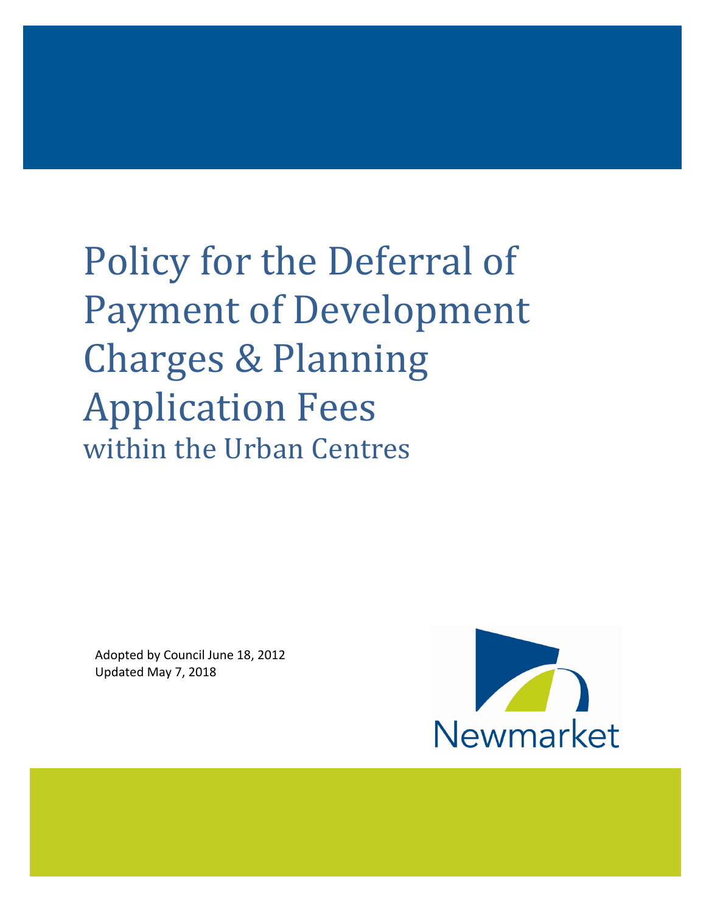# Policy for the Deferral of Payment of Development Charges & Planning Application Fees

## within the Urban Centres

Adopted by Council June 18, 2012
Updated May 7, 2018

Newmarket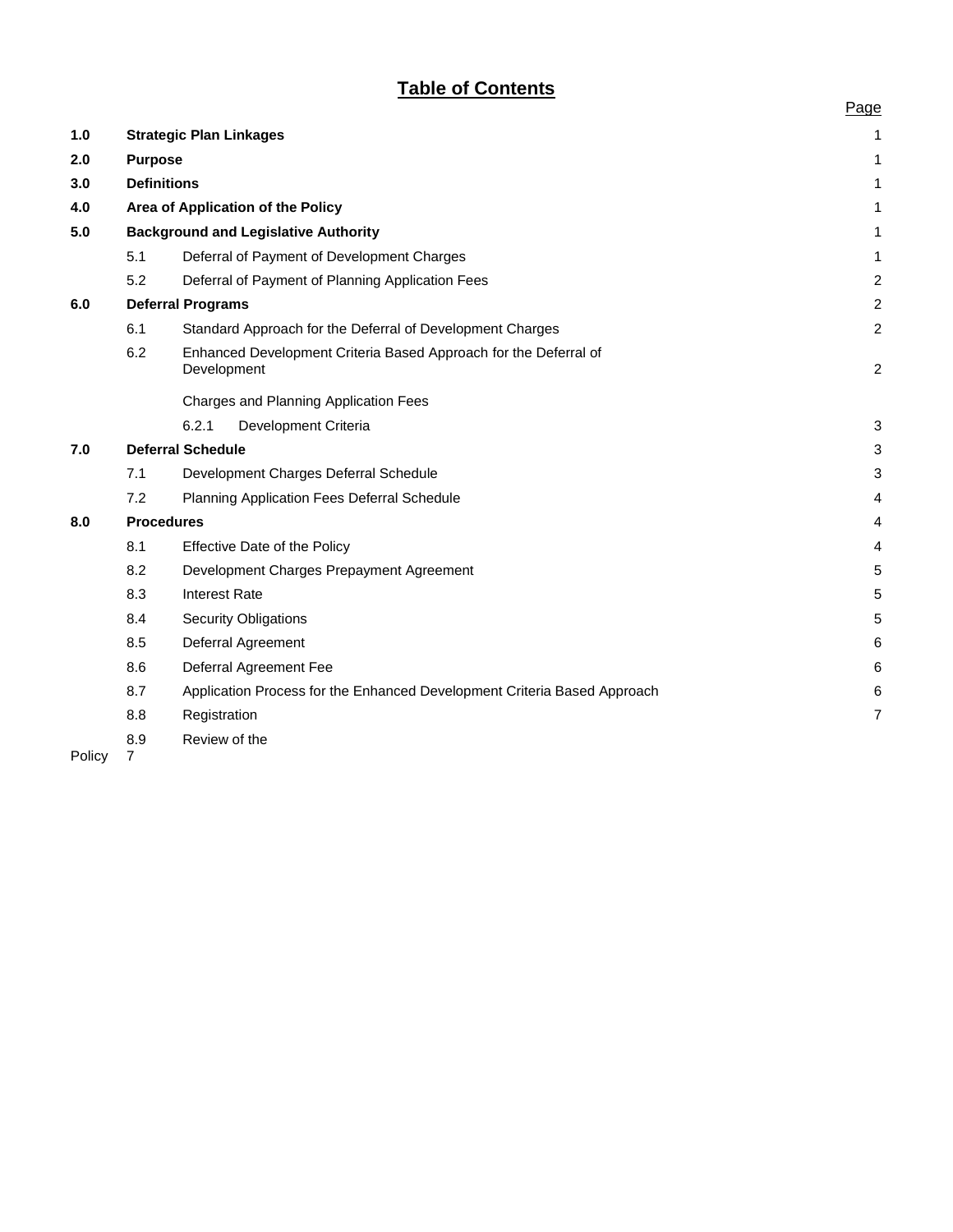# Table of Contents

| | | | Page |
|---|---|---|---|
| **1.0** | **Strategic Plan Linkages** | | 1 |
| **2.0** | **Purpose** | | 1 |
| **3.0** | **Definitions** | | 1 |
| **4.0** | **Area of Application of the Policy** | | 1 |
| **5.0** | **Background and Legislative Authority** | | 1 |
| | 5.1 | Deferral of Payment of Development Charges | 1 |
| | 5.2 | Deferral of Payment of Planning Application Fees | 2 |
| **6.0** | **Deferral Programs** | | 2 |
| | 6.1 | Standard Approach for the Deferral of Development Charges | 2 |
| | 6.2 | Enhanced Development Criteria Based Approach for the Deferral of Development Charges and Planning Application Fees | 2 |
| | | 6.2.1 Development Criteria | 3 |
| **7.0** | **Deferral Schedule** | | 3 |
| | 7.1 | Development Charges Deferral Schedule | 3 |
| | 7.2 | Planning Application Fees Deferral Schedule | 4 |
| **8.0** | **Procedures** | | 4 |
| | 8.1 | Effective Date of the Policy | 4 |
| | 8.2 | Development Charges Prepayment Agreement | 5 |
| | 8.3 | Interest Rate | 5 |
| | 8.4 | Security Obligations | 5 |
| | 8.5 | Deferral Agreement | 6 |
| | 8.6 | Deferral Agreement Fee | 6 |
| | 8.7 | Application Process for the Enhanced Development Criteria Based Approach | 6 |
| | 8.8 | Registration | 7 |
| | 8.9 | Review of the Policy | 7 |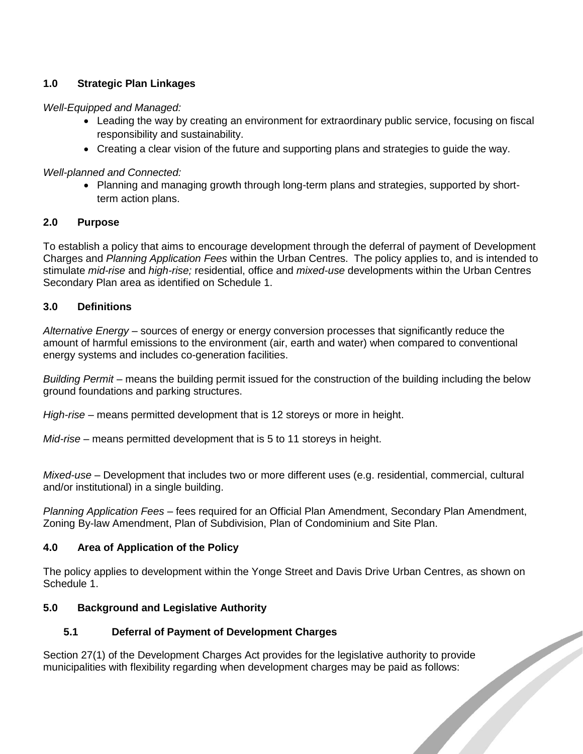## 1.0 Strategic Plan Linkages

*Well-Equipped and Managed:*

- Leading the way by creating an environment for extraordinary public service, focusing on fiscal responsibility and sustainability.
- Creating a clear vision of the future and supporting plans and strategies to guide the way.

*Well-planned and Connected:*

- Planning and managing growth through long-term plans and strategies, supported by short-term action plans.

## 2.0 Purpose

To establish a policy that aims to encourage development through the deferral of payment of Development Charges and *Planning Application Fees* within the Urban Centres. The policy applies to, and is intended to stimulate *mid-rise* and *high-rise;* residential, office and *mixed-use* developments within the Urban Centres Secondary Plan area as identified on Schedule 1.

## 3.0 Definitions

*Alternative Energy* – sources of energy or energy conversion processes that significantly reduce the amount of harmful emissions to the environment (air, earth and water) when compared to conventional energy systems and includes co-generation facilities.

*Building Permit* – means the building permit issued for the construction of the building including the below ground foundations and parking structures.

*High-rise* – means permitted development that is 12 storeys or more in height.

*Mid-rise* – means permitted development that is 5 to 11 storeys in height.

*Mixed-use* – Development that includes two or more different uses (e.g. residential, commercial, cultural and/or institutional) in a single building.

*Planning Application Fees* – fees required for an Official Plan Amendment, Secondary Plan Amendment, Zoning By-law Amendment, Plan of Subdivision, Plan of Condominium and Site Plan.

## 4.0 Area of Application of the Policy

The policy applies to development within the Yonge Street and Davis Drive Urban Centres, as shown on Schedule 1.

## 5.0 Background and Legislative Authority

### 5.1 Deferral of Payment of Development Charges

Section 27(1) of the Development Charges Act provides for the legislative authority to provide municipalities with flexibility regarding when development charges may be paid as follows: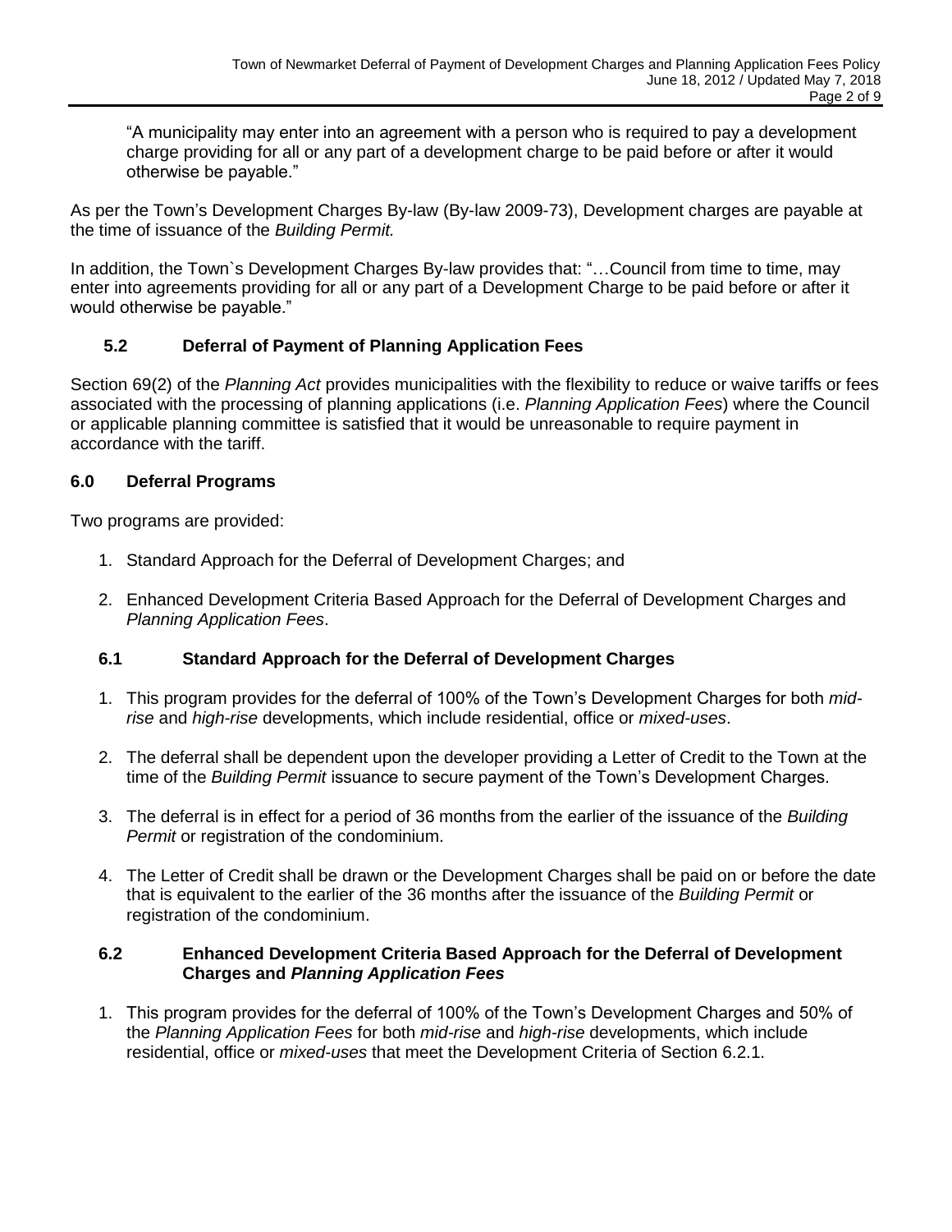"A municipality may enter into an agreement with a person who is required to pay a development charge providing for all or any part of a development charge to be paid before or after it would otherwise be payable."

As per the Town's Development Charges By-law (By-law 2009-73), Development charges are payable at the time of issuance of the *Building Permit.*

In addition, the Town`s Development Charges By-law provides that: "…Council from time to time, may enter into agreements providing for all or any part of a Development Charge to be paid before or after it would otherwise be payable."

### 5.2 Deferral of Payment of Planning Application Fees

Section 69(2) of the *Planning Act* provides municipalities with the flexibility to reduce or waive tariffs or fees associated with the processing of planning applications (i.e. *Planning Application Fees*) where the Council or applicable planning committee is satisfied that it would be unreasonable to require payment in accordance with the tariff.

## 6.0 Deferral Programs

Two programs are provided:

1. Standard Approach for the Deferral of Development Charges; and
2. Enhanced Development Criteria Based Approach for the Deferral of Development Charges and *Planning Application Fees*.

### 6.1 Standard Approach for the Deferral of Development Charges

1. This program provides for the deferral of 100% of the Town's Development Charges for both *mid-rise* and *high-rise* developments, which include residential, office or *mixed-uses*.
2. The deferral shall be dependent upon the developer providing a Letter of Credit to the Town at the time of the *Building Permit* issuance to secure payment of the Town's Development Charges.
3. The deferral is in effect for a period of 36 months from the earlier of the issuance of the *Building Permit* or registration of the condominium.
4. The Letter of Credit shall be drawn or the Development Charges shall be paid on or before the date that is equivalent to the earlier of the 36 months after the issuance of the *Building Permit* or registration of the condominium.

### 6.2 Enhanced Development Criteria Based Approach for the Deferral of Development Charges and *Planning Application Fees*

1. This program provides for the deferral of 100% of the Town's Development Charges and 50% of the *Planning Application Fees* for both *mid-rise* and *high-rise* developments, which include residential, office or *mixed-uses* that meet the Development Criteria of Section 6.2.1.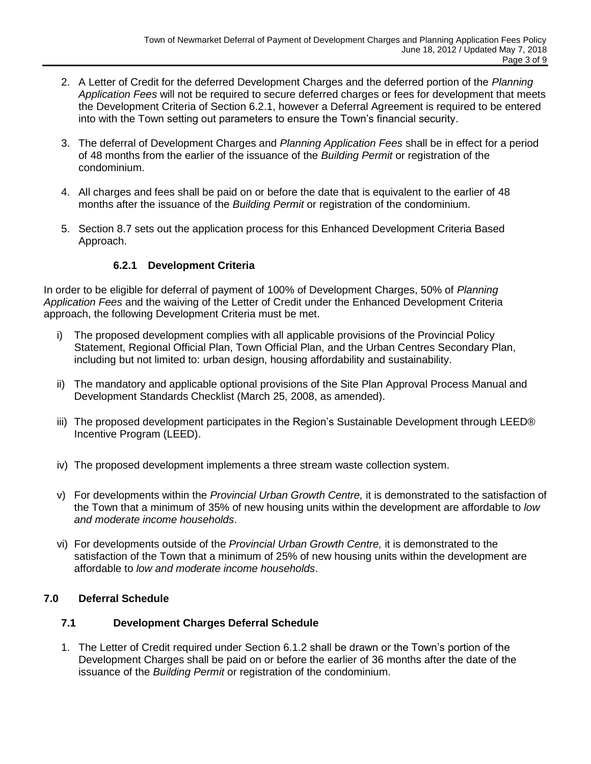2. A Letter of Credit for the deferred Development Charges and the deferred portion of the *Planning Application Fees* will not be required to secure deferred charges or fees for development that meets the Development Criteria of Section 6.2.1, however a Deferral Agreement is required to be entered into with the Town setting out parameters to ensure the Town's financial security.

3. The deferral of Development Charges and *Planning Application Fees* shall be in effect for a period of 48 months from the earlier of the issuance of the *Building Permit* or registration of the condominium.

4. All charges and fees shall be paid on or before the date that is equivalent to the earlier of 48 months after the issuance of the *Building Permit* or registration of the condominium.

5. Section 8.7 sets out the application process for this Enhanced Development Criteria Based Approach.

#### 6.2.1 Development Criteria

In order to be eligible for deferral of payment of 100% of Development Charges, 50% of *Planning Application Fees* and the waiving of the Letter of Credit under the Enhanced Development Criteria approach, the following Development Criteria must be met.

i) The proposed development complies with all applicable provisions of the Provincial Policy Statement, Regional Official Plan, Town Official Plan, and the Urban Centres Secondary Plan, including but not limited to: urban design, housing affordability and sustainability.

ii) The mandatory and applicable optional provisions of the Site Plan Approval Process Manual and Development Standards Checklist (March 25, 2008, as amended).

iii) The proposed development participates in the Region's Sustainable Development through LEED® Incentive Program (LEED).

iv) The proposed development implements a three stream waste collection system.

v) For developments within the *Provincial Urban Growth Centre,* it is demonstrated to the satisfaction of the Town that a minimum of 35% of new housing units within the development are affordable to *low and moderate income households*.

vi) For developments outside of the *Provincial Urban Growth Centre,* it is demonstrated to the satisfaction of the Town that a minimum of 25% of new housing units within the development are affordable to *low and moderate income households*.

## 7.0 Deferral Schedule

### 7.1 Development Charges Deferral Schedule

1. The Letter of Credit required under Section 6.1.2 shall be drawn or the Town's portion of the Development Charges shall be paid on or before the earlier of 36 months after the date of the issuance of the *Building Permit* or registration of the condominium.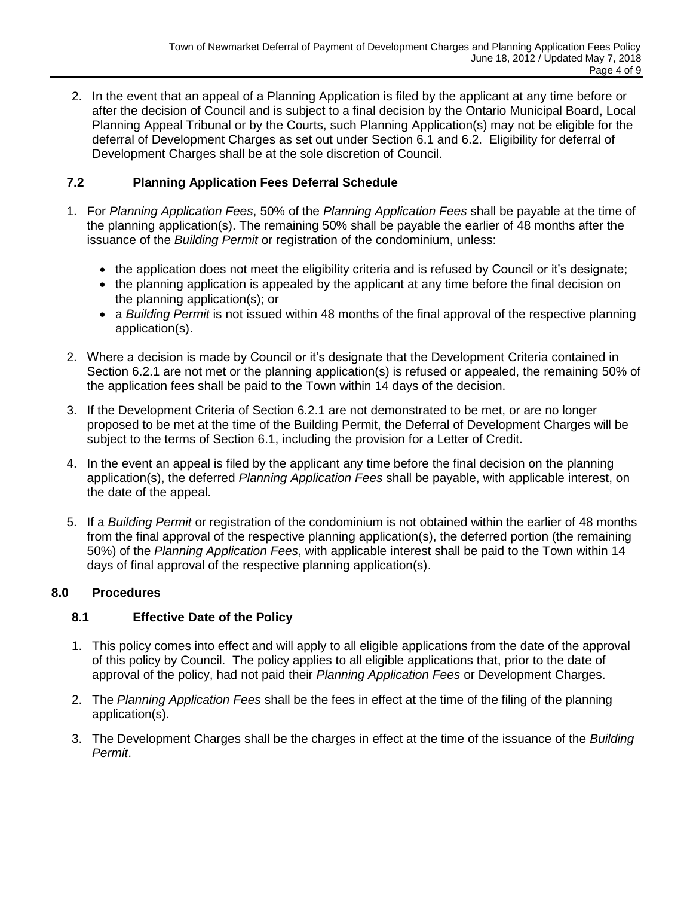2. In the event that an appeal of a Planning Application is filed by the applicant at any time before or after the decision of Council and is subject to a final decision by the Ontario Municipal Board, Local Planning Appeal Tribunal or by the Courts, such Planning Application(s) may not be eligible for the deferral of Development Charges as set out under Section 6.1 and 6.2. Eligibility for deferral of Development Charges shall be at the sole discretion of Council.

### 7.2 Planning Application Fees Deferral Schedule

1. For *Planning Application Fees*, 50% of the *Planning Application Fees* shall be payable at the time of the planning application(s). The remaining 50% shall be payable the earlier of 48 months after the issuance of the *Building Permit* or registration of the condominium, unless:
   - the application does not meet the eligibility criteria and is refused by Council or it's designate;
   - the planning application is appealed by the applicant at any time before the final decision on the planning application(s); or
   - a *Building Permit* is not issued within 48 months of the final approval of the respective planning application(s).
2. Where a decision is made by Council or it's designate that the Development Criteria contained in Section 6.2.1 are not met or the planning application(s) is refused or appealed, the remaining 50% of the application fees shall be paid to the Town within 14 days of the decision.
3. If the Development Criteria of Section 6.2.1 are not demonstrated to be met, or are no longer proposed to be met at the time of the Building Permit, the Deferral of Development Charges will be subject to the terms of Section 6.1, including the provision for a Letter of Credit.
4. In the event an appeal is filed by the applicant any time before the final decision on the planning application(s), the deferred *Planning Application Fees* shall be payable, with applicable interest, on the date of the appeal.
5. If a *Building Permit* or registration of the condominium is not obtained within the earlier of 48 months from the final approval of the respective planning application(s), the deferred portion (the remaining 50%) of the *Planning Application Fees*, with applicable interest shall be paid to the Town within 14 days of final approval of the respective planning application(s).

## 8.0 Procedures

### 8.1 Effective Date of the Policy

1. This policy comes into effect and will apply to all eligible applications from the date of the approval of this policy by Council. The policy applies to all eligible applications that, prior to the date of approval of the policy, had not paid their *Planning Application Fees* or Development Charges.
2. The *Planning Application Fees* shall be the fees in effect at the time of the filing of the planning application(s).
3. The Development Charges shall be the charges in effect at the time of the issuance of the *Building Permit*.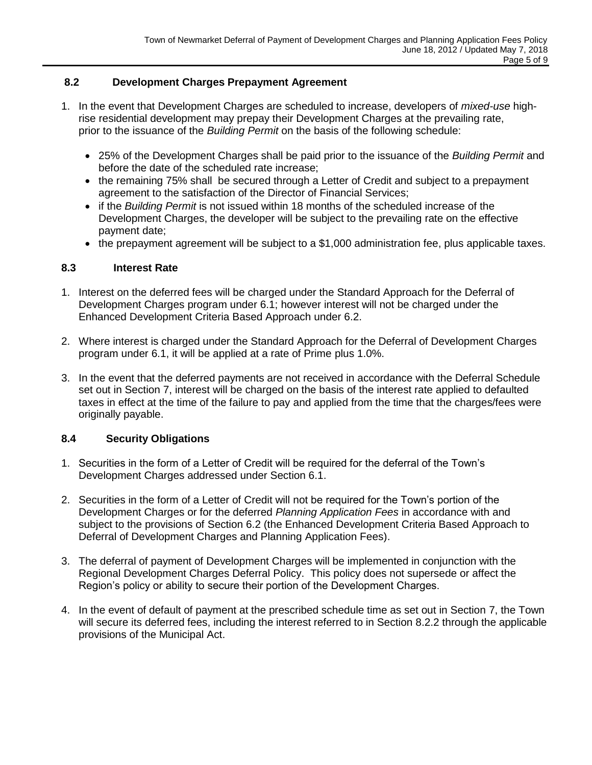### 8.2 Development Charges Prepayment Agreement

1. In the event that Development Charges are scheduled to increase, developers of *mixed-use* high-rise residential development may prepay their Development Charges at the prevailing rate, prior to the issuance of the *Building Permit* on the basis of the following schedule:

   - 25% of the Development Charges shall be paid prior to the issuance of the *Building Permit* and before the date of the scheduled rate increase;
   - the remaining 75% shall be secured through a Letter of Credit and subject to a prepayment agreement to the satisfaction of the Director of Financial Services;
   - if the *Building Permit* is not issued within 18 months of the scheduled increase of the Development Charges, the developer will be subject to the prevailing rate on the effective payment date;
   - the prepayment agreement will be subject to a $1,000 administration fee, plus applicable taxes.

### 8.3 Interest Rate

1. Interest on the deferred fees will be charged under the Standard Approach for the Deferral of Development Charges program under 6.1; however interest will not be charged under the Enhanced Development Criteria Based Approach under 6.2.

2. Where interest is charged under the Standard Approach for the Deferral of Development Charges program under 6.1, it will be applied at a rate of Prime plus 1.0%.

3. In the event that the deferred payments are not received in accordance with the Deferral Schedule set out in Section 7, interest will be charged on the basis of the interest rate applied to defaulted taxes in effect at the time of the failure to pay and applied from the time that the charges/fees were originally payable.

### 8.4 Security Obligations

1. Securities in the form of a Letter of Credit will be required for the deferral of the Town's Development Charges addressed under Section 6.1.

2. Securities in the form of a Letter of Credit will not be required for the Town's portion of the Development Charges or for the deferred *Planning Application Fees* in accordance with and subject to the provisions of Section 6.2 (the Enhanced Development Criteria Based Approach to Deferral of Development Charges and Planning Application Fees).

3. The deferral of payment of Development Charges will be implemented in conjunction with the Regional Development Charges Deferral Policy. This policy does not supersede or affect the Region's policy or ability to secure their portion of the Development Charges.

4. In the event of default of payment at the prescribed schedule time as set out in Section 7, the Town will secure its deferred fees, including the interest referred to in Section 8.2.2 through the applicable provisions of the Municipal Act.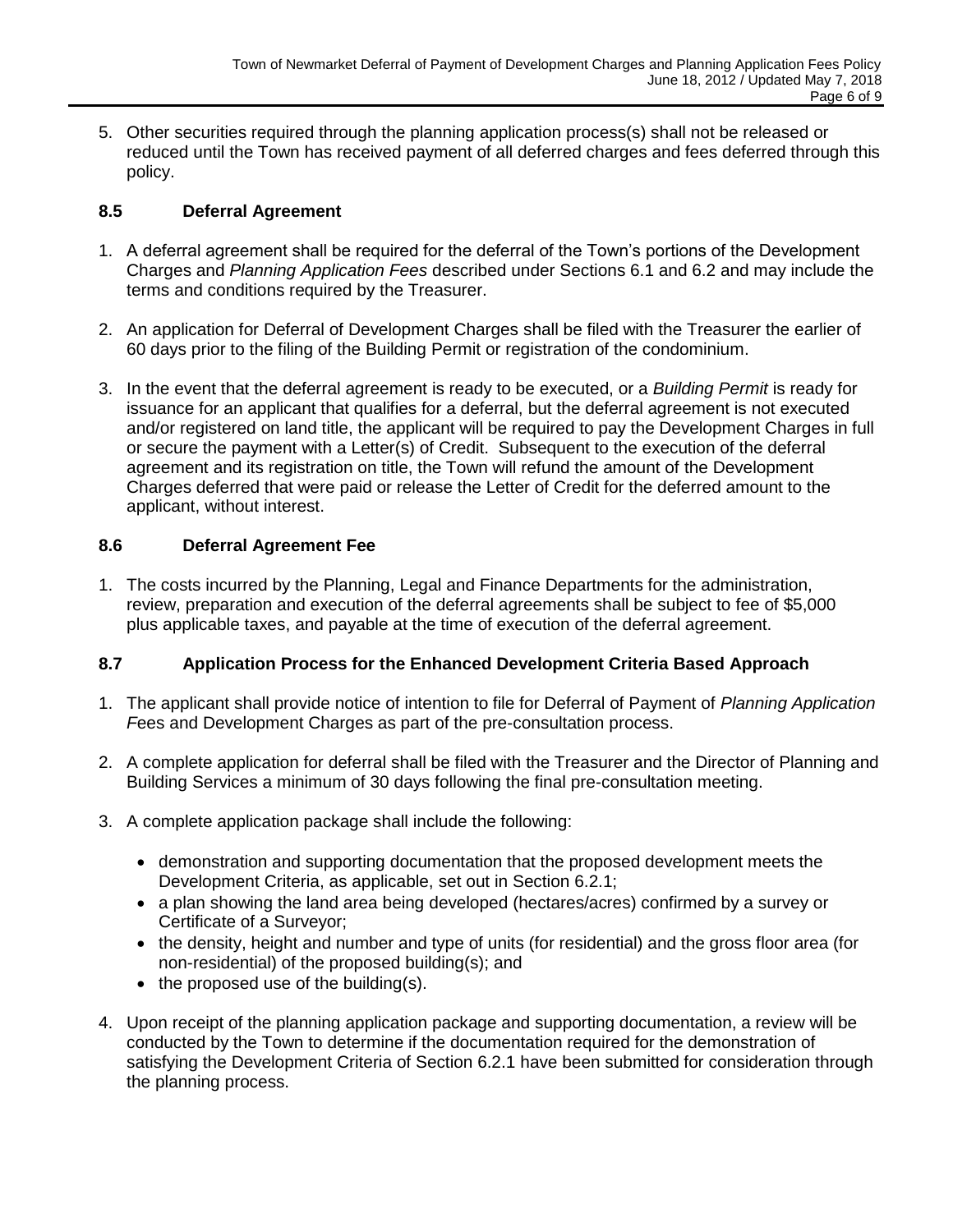5. Other securities required through the planning application process(s) shall not be released or reduced until the Town has received payment of all deferred charges and fees deferred through this policy.

### 8.5 Deferral Agreement

1. A deferral agreement shall be required for the deferral of the Town's portions of the Development Charges and *Planning Application Fees* described under Sections 6.1 and 6.2 and may include the terms and conditions required by the Treasurer.

2. An application for Deferral of Development Charges shall be filed with the Treasurer the earlier of 60 days prior to the filing of the Building Permit or registration of the condominium.

3. In the event that the deferral agreement is ready to be executed, or a *Building Permit* is ready for issuance for an applicant that qualifies for a deferral, but the deferral agreement is not executed and/or registered on land title, the applicant will be required to pay the Development Charges in full or secure the payment with a Letter(s) of Credit. Subsequent to the execution of the deferral agreement and its registration on title, the Town will refund the amount of the Development Charges deferred that were paid or release the Letter of Credit for the deferred amount to the applicant, without interest.

### 8.6 Deferral Agreement Fee

1. The costs incurred by the Planning, Legal and Finance Departments for the administration, review, preparation and execution of the deferral agreements shall be subject to fee of $5,000 plus applicable taxes, and payable at the time of execution of the deferral agreement.

### 8.7 Application Process for the Enhanced Development Criteria Based Approach

1. The applicant shall provide notice of intention to file for Deferral of Payment of *Planning Application F*ees and Development Charges as part of the pre-consultation process.

2. A complete application for deferral shall be filed with the Treasurer and the Director of Planning and Building Services a minimum of 30 days following the final pre-consultation meeting.

3. A complete application package shall include the following:

   - demonstration and supporting documentation that the proposed development meets the Development Criteria, as applicable, set out in Section 6.2.1;
   - a plan showing the land area being developed (hectares/acres) confirmed by a survey or Certificate of a Surveyor;
   - the density, height and number and type of units (for residential) and the gross floor area (for non-residential) of the proposed building(s); and
   - the proposed use of the building(s).

4. Upon receipt of the planning application package and supporting documentation, a review will be conducted by the Town to determine if the documentation required for the demonstration of satisfying the Development Criteria of Section 6.2.1 have been submitted for consideration through the planning process.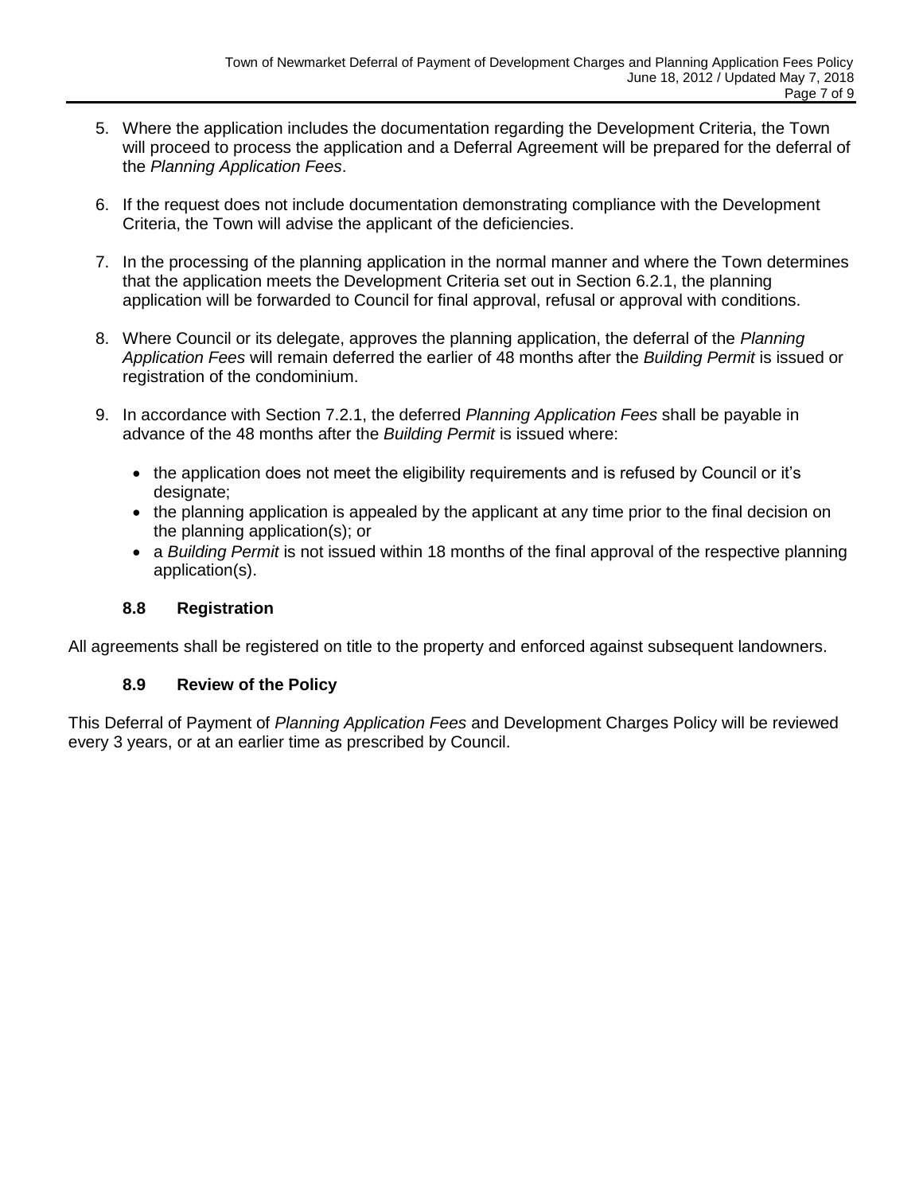5. Where the application includes the documentation regarding the Development Criteria, the Town will proceed to process the application and a Deferral Agreement will be prepared for the deferral of the *Planning Application Fees*.

6. If the request does not include documentation demonstrating compliance with the Development Criteria, the Town will advise the applicant of the deficiencies.

7. In the processing of the planning application in the normal manner and where the Town determines that the application meets the Development Criteria set out in Section 6.2.1, the planning application will be forwarded to Council for final approval, refusal or approval with conditions.

8. Where Council or its delegate, approves the planning application, the deferral of the *Planning Application Fees* will remain deferred the earlier of 48 months after the *Building Permit* is issued or registration of the condominium.

9. In accordance with Section 7.2.1, the deferred *Planning Application Fees* shall be payable in advance of the 48 months after the *Building Permit* is issued where:

   - the application does not meet the eligibility requirements and is refused by Council or it's designate;
   - the planning application is appealed by the applicant at any time prior to the final decision on the planning application(s); or
   - a *Building Permit* is not issued within 18 months of the final approval of the respective planning application(s).

### 8.8 Registration

All agreements shall be registered on title to the property and enforced against subsequent landowners.

### 8.9 Review of the Policy

This Deferral of Payment of *Planning Application Fees* and Development Charges Policy will be reviewed every 3 years, or at an earlier time as prescribed by Council.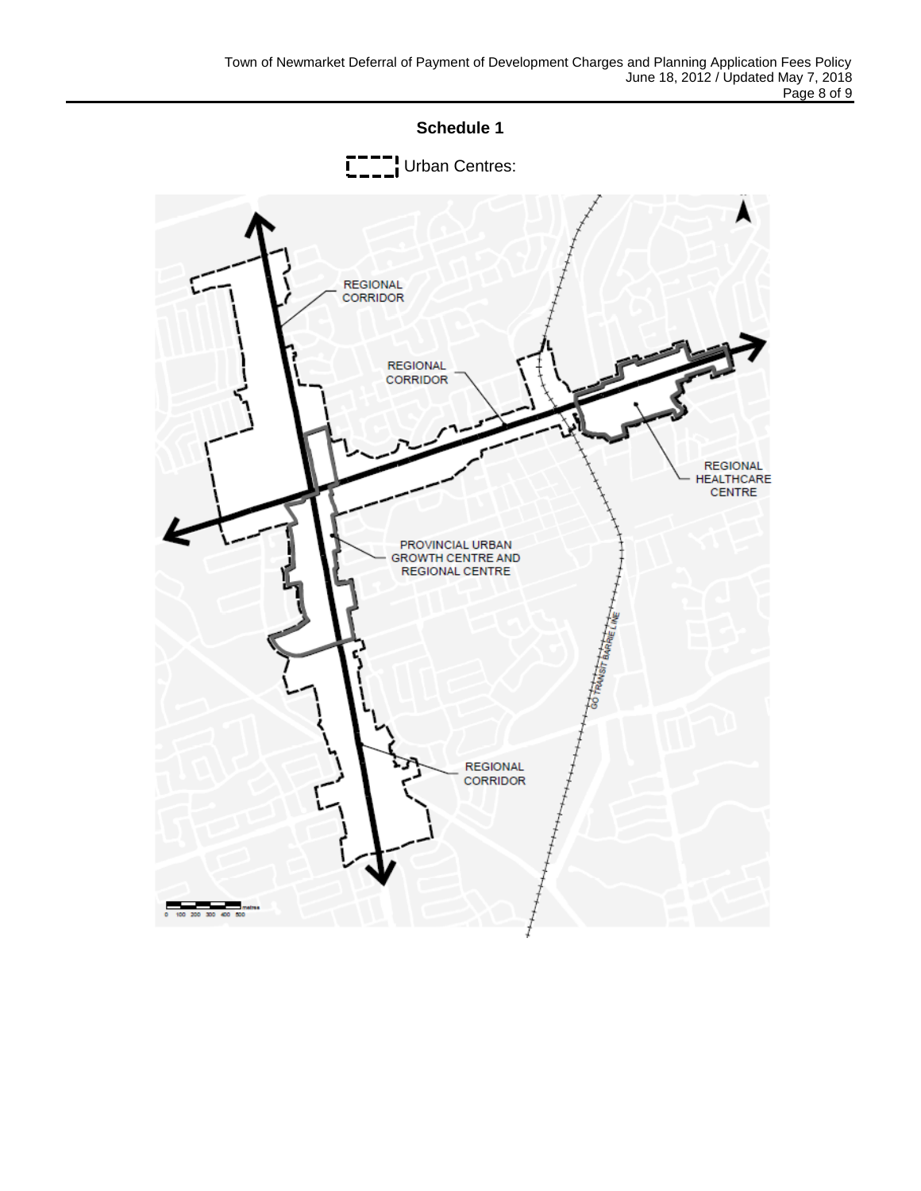## Schedule 1

Urban Centres:

REGIONAL CORRIDOR

REGIONAL CORRIDOR

REGIONAL HEALTHCARE CENTRE

PROVINCIAL URBAN GROWTH CENTRE AND REGIONAL CENTRE

REGIONAL CORRIDOR

GO TRANSIT BARRIE LINE

0 100 200 300 400 500 metres